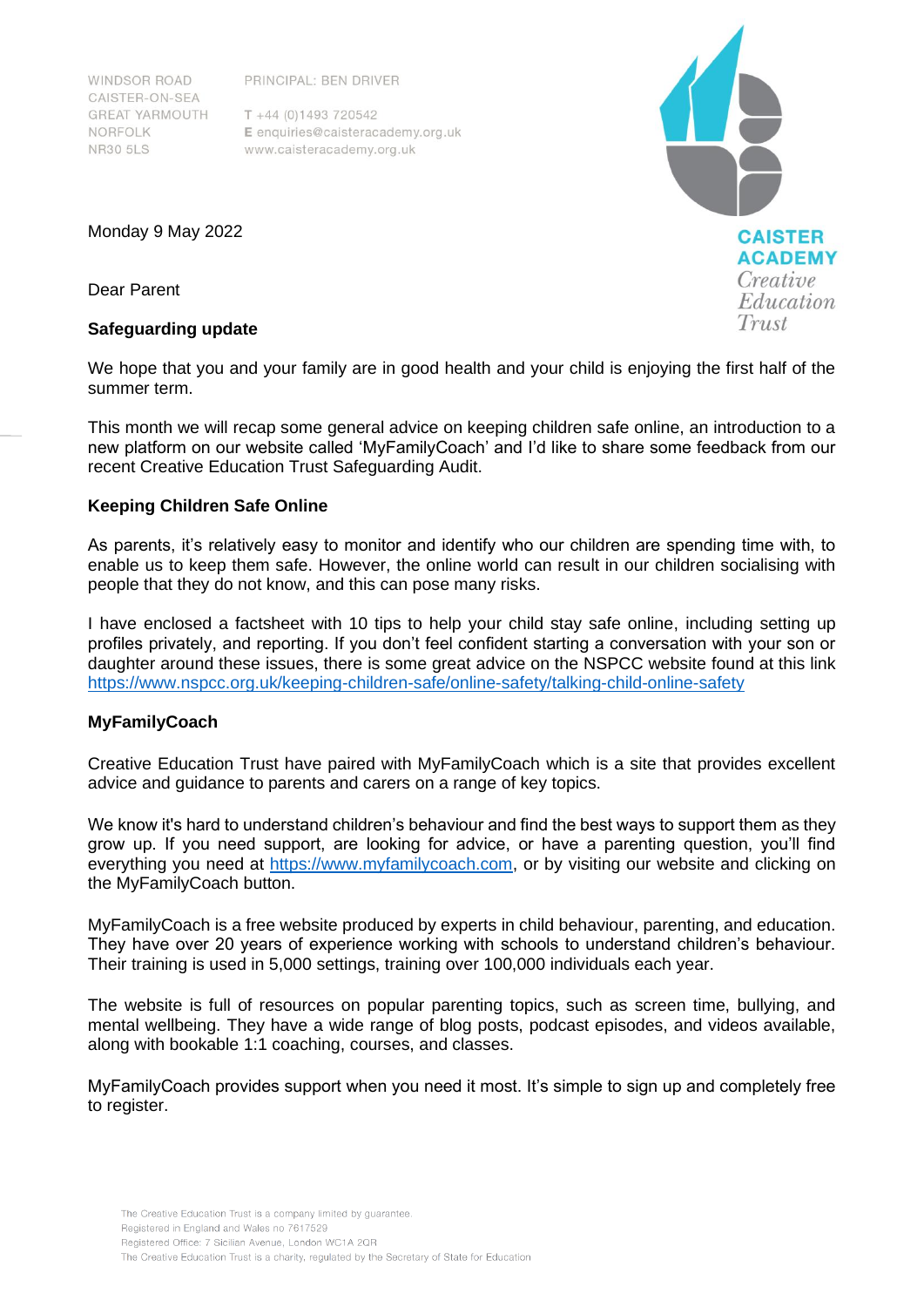WINDSOR ROAD
CAISTER-ON-SEA
GREAT YARMOUTH
NORFOLK
NR30 5LS

PRINCIPAL: BEN DRIVER

T +44 (0)1493 720542
E enquiries@caisteracademy.org.uk
www.caisteracademy.org.uk

CAISTER ACADEMY
*Creative Education Trust*

Monday 9 May 2022

Dear Parent

**Safeguarding update**

We hope that you and your family are in good health and your child is enjoying the first half of the summer term.

This month we will recap some general advice on keeping children safe online, an introduction to a new platform on our website called 'MyFamilyCoach' and I'd like to share some feedback from our recent Creative Education Trust Safeguarding Audit.

**Keeping Children Safe Online**

As parents, it's relatively easy to monitor and identify who our children are spending time with, to enable us to keep them safe. However, the online world can result in our children socialising with people that they do not know, and this can pose many risks.

I have enclosed a factsheet with 10 tips to help your child stay safe online, including setting up profiles privately, and reporting. If you don't feel confident starting a conversation with your son or daughter around these issues, there is some great advice on the NSPCC website found at this link https://www.nspcc.org.uk/keeping-children-safe/online-safety/talking-child-online-safety

**MyFamilyCoach**

Creative Education Trust have paired with MyFamilyCoach which is a site that provides excellent advice and guidance to parents and carers on a range of key topics.

We know it's hard to understand children's behaviour and find the best ways to support them as they grow up. If you need support, are looking for advice, or have a parenting question, you'll find everything you need at https://www.myfamilycoach.com, or by visiting our website and clicking on the MyFamilyCoach button.

MyFamilyCoach is a free website produced by experts in child behaviour, parenting, and education. They have over 20 years of experience working with schools to understand children's behaviour. Their training is used in 5,000 settings, training over 100,000 individuals each year.

The website is full of resources on popular parenting topics, such as screen time, bullying, and mental wellbeing. They have a wide range of blog posts, podcast episodes, and videos available, along with bookable 1:1 coaching, courses, and classes.

MyFamilyCoach provides support when you need it most. It's simple to sign up and completely free to register.

The Creative Education Trust is a company limited by guarantee.
Registered in England and Wales no 7617529
Registered Office: 7 Sicilian Avenue, London WC1A 2QR
The Creative Education Trust is a charity, regulated by the Secretary of State for Education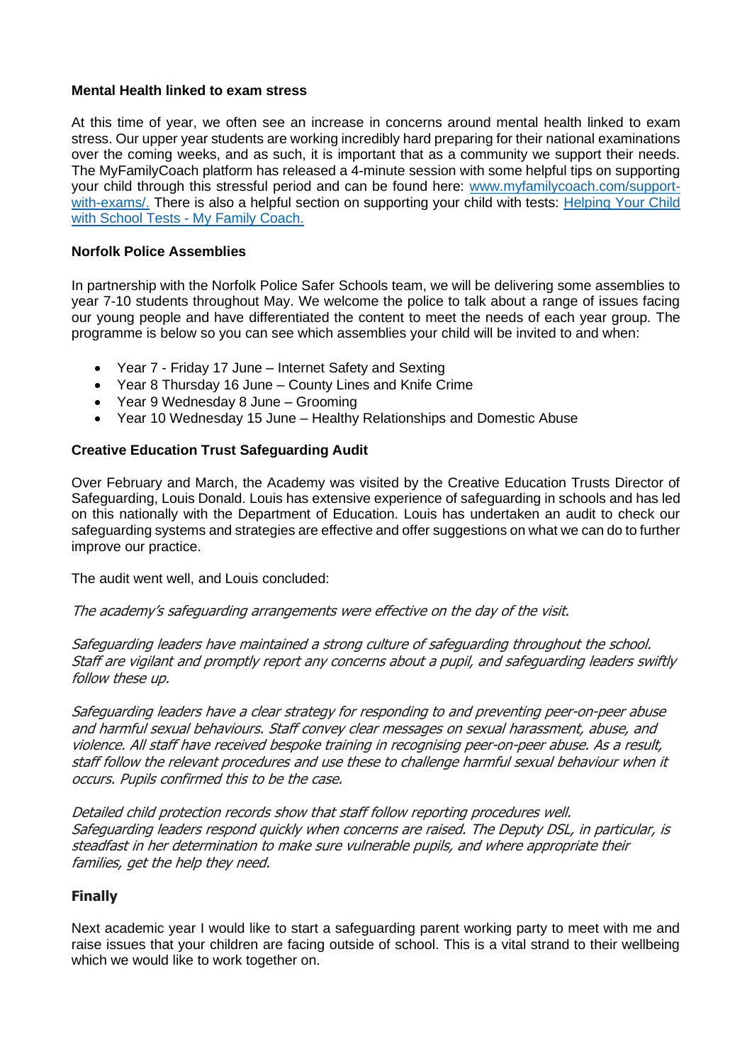**Mental Health linked to exam stress**

At this time of year, we often see an increase in concerns around mental health linked to exam stress. Our upper year students are working incredibly hard preparing for their national examinations over the coming weeks, and as such, it is important that as a community we support their needs. The MyFamilyCoach platform has released a 4-minute session with some helpful tips on supporting your child through this stressful period and can be found here: [www.myfamilycoach.com/support-with-exams/.](www.myfamilycoach.com/support-with-exams/) There is also a helpful section on supporting your child with tests: [Helping Your Child with School Tests - My Family Coach.]()

**Norfolk Police Assemblies**

In partnership with the Norfolk Police Safer Schools team, we will be delivering some assemblies to year 7-10 students throughout May. We welcome the police to talk about a range of issues facing our young people and have differentiated the content to meet the needs of each year group. The programme is below so you can see which assemblies your child will be invited to and when:

- Year 7 - Friday 17 June – Internet Safety and Sexting
- Year 8 Thursday 16 June – County Lines and Knife Crime
- Year 9 Wednesday 8 June – Grooming
- Year 10 Wednesday 15 June – Healthy Relationships and Domestic Abuse

**Creative Education Trust Safeguarding Audit**

Over February and March, the Academy was visited by the Creative Education Trusts Director of Safeguarding, Louis Donald. Louis has extensive experience of safeguarding in schools and has led on this nationally with the Department of Education. Louis has undertaken an audit to check our safeguarding systems and strategies are effective and offer suggestions on what we can do to further improve our practice.

The audit went well, and Louis concluded:

*The academy's safeguarding arrangements were effective on the day of the visit.*

*Safeguarding leaders have maintained a strong culture of safeguarding throughout the school. Staff are vigilant and promptly report any concerns about a pupil, and safeguarding leaders swiftly follow these up.*

*Safeguarding leaders have a clear strategy for responding to and preventing peer-on-peer abuse and harmful sexual behaviours. Staff convey clear messages on sexual harassment, abuse, and violence. All staff have received bespoke training in recognising peer-on-peer abuse. As a result, staff follow the relevant procedures and use these to challenge harmful sexual behaviour when it occurs. Pupils confirmed this to be the case.*

*Detailed child protection records show that staff follow reporting procedures well. Safeguarding leaders respond quickly when concerns are raised. The Deputy DSL, in particular, is steadfast in her determination to make sure vulnerable pupils, and where appropriate their families, get the help they need.*

**Finally**

Next academic year I would like to start a safeguarding parent working party to meet with me and raise issues that your children are facing outside of school. This is a vital strand to their wellbeing which we would like to work together on.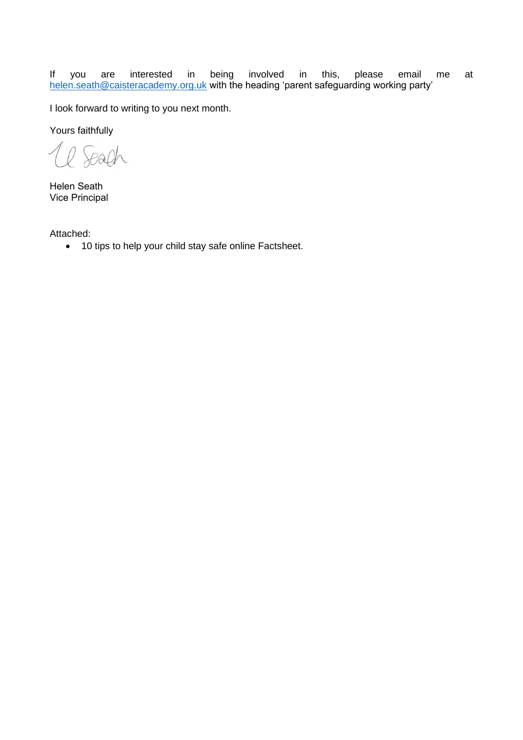If you are interested in being involved in this, please email me at helen.seath@caisteracademy.org.uk with the heading 'parent safeguarding working party'

I look forward to writing to you next month.

Yours faithfully

Helen Seath
Vice Principal

Attached:

- 10 tips to help your child stay safe online Factsheet.